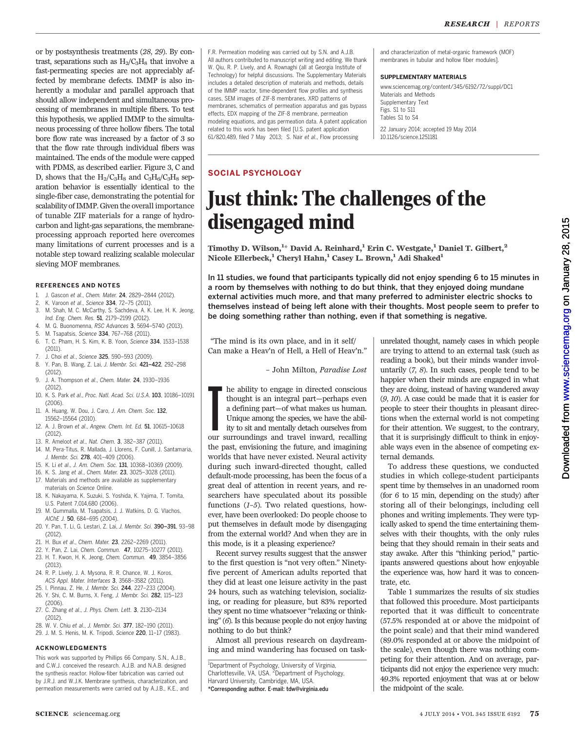or by postsynthesis treatments (28, 29). By contrast, separations such as $H_2/C_3H_8$ that involve a fast-permeating species are not appreciably affected by membrane defects. IMMP is also inherently a modular and parallel approach that should allow independent and simultaneous processing of membranes in multiple fibers. To test this hypothesis, we applied IMMP to the simultaneous processing of three hollow fibers. The total bore flow rate was increased by a factor of 3 so that the flow rate through individual fibers was maintained. The ends of the module were capped with PDMS, as described earlier. Figure 3, C and D, shows that the $H_2/C_3H_8$ and $C_3H_6/C_3H_8$ separation behavior is essentially identical to the single-fiber case, demonstrating the potential for scalability of IMMP. Given the overall importance of tunable ZIF materials for a range of hydrocarbon and light-gas separations, the membrane-processing approach reported here overcomes many limitations of current processes and is a notable step toward realizing scalable molecular sieving MOF membranes.

### REFERENCES AND NOTES

1. J. Gascon et al., Chem. Mater. 24, 2829–2844 (2012).
2. K. Varoon et al., Science 334, 72–75 (2011).
3. M. Shah, M. C. McCarthy, S. Sachdeva, A. K. Lee, H. K. Jeong, Ind. Eng. Chem. Res. 51, 2179–2199 (2012).
4. M. G. Buonomenna, RSC Advances 3, 5694–5740 (2013).
5. M. Tsapatsis, Science 334, 767–768 (2011).
6. T. C. Pham, H. S. Kim, K. B. Yoon, Science 334, 1533–1538 (2011).
7. J. Choi et al., Science 325, 590–593 (2009).
8. Y. Pan, B. Wang, Z. Lai, J. Membr. Sci. 421–422, 292–298 (2012).
9. J. A. Thompson et al., Chem. Mater. 24, 1930–1936 (2012).
10. K. S. Park et al., Proc. Natl. Acad. Sci. U.S.A. 103, 10186–10191 (2006).
11. A. Huang, W. Dou, J. Caro, J. Am. Chem. Soc. 132, 15562–15564 (2010).
12. A. J. Brown et al., Angew. Chem. Int. Ed. 51, 10615–10618 (2012).
13. R. Ameloot et al., Nat. Chem. 3, 382–387 (2011).
14. M. Pera-Titus, R. Mallada, J. Llorens, F. Cunill, J. Santamaria, J. Membr. Sci. 278, 401–409 (2006).
15. K. Li et al., J. Am. Chem. Soc. 131, 10368–10369 (2009).
16. K. S. Jang et al., Chem. Mater. 23, 3025–3028 (2011).
17. Materials and methods are available as supplementary materials on Science Online.
18. K. Nakayama, K. Suzuki, S. Yoshida, K. Yajima, T. Tomita, U.S. Patent 7,014,680 (2006).
19. M. Gummalla, M. Tsapatsis, J. J. Watkins, D. G. Vlachos, AIChE J. 50, 684–695 (2004).
20. Y. Pan, T. Li, G. Lestari, Z. Lai, J. Membr. Sci. 390–391, 93–98 (2012).
21. H. Bux et al., Chem. Mater. 23, 2262–2271 (2011).
22. Y. Pan, Z. Lai, Chem. Commun. 47, 10275–10277 (2011).
23. H. T. Kwon, H. K. Jeong, Chem. Commun. 49, 3854–3856 (2013).
24. R. P. Lively, J. A. Mysona, R. R. Chance, W. J. Koros, ACS Appl. Mater. Interfaces 3, 3568–3582 (2011).
25. I. Pinnau, Z. He, J. Membr. Sci. 244, 227–233 (2004).
26. Y. Shi, C. M. Burns, X. Feng, J. Membr. Sci. 282, 115–123 (2006).
27. C. Zhang et al., J. Phys. Chem. Lett. 3, 2130–2134 (2012).
28. W. V. Chiu et al., J. Membr. Sci. 377, 182–190 (2011).
29. J. M. S. Henis, M. K. Tripodi, Science 220, 11–17 (1983).

### ACKNOWLEDGMENTS

This work was supported by Phillips 66 Company. S.N., A.J.B., and C.W.J. conceived the research. A.J.B. and N.A.B. designed the synthesis reactor. Hollow-fiber fabrication was carried out by J.R.J. and W.J.K. Membrane synthesis, characterization, and permeation measurements were carried out by A.J.B., K.E., and F.R. Permeation modeling was carried out by S.N. and A.J.B. All authors contributed to manuscript writing and editing. We thank W. Qiu, R. P. Lively, and A. Rownaghi (all at Georgia Institute of Technology) for helpful discussions. The Supplementary Materials includes a detailed description of materials and methods, details of the IMMP reactor, time-dependent flow profiles and synthesis cases, SEM images of ZIF-8 membranes, XRD patterns of membranes, schematics of permeation apparatus and gas bypass effects, EDX mapping of the ZIF-8 membrane, permeation modeling equations, and gas permeation data. A patent application related to this work has been filed [U.S. patent application 61/820,489, filed 7 May 2013; S. Nair et al., Flow processing and characterization of metal-organic framework (MOF) membranes in tubular and hollow fiber modules].

### SUPPLEMENTARY MATERIALS

www.sciencemag.org/content/345/6192/72/suppl/DC1
Materials and Methods
Supplementary Text
Figs. S1 to S11
Tables S1 to S4

22 January 2014; accepted 19 May 2014
10.1126/science.1251181

**SOCIAL PSYCHOLOGY**

# Just think: The challenges of the disengaged mind

**Timothy D. Wilson,[1]* David A. Reinhard,[1] Erin C. Westgate,[1] Daniel T. Gilbert,[2] Nicole Ellerbeck,[1] Cheryl Hahn,[1] Casey L. Brown,[1] Adi Shaked[1]**

**In 11 studies, we found that participants typically did not enjoy spending 6 to 15 minutes in a room by themselves with nothing to do but think, that they enjoyed doing mundane external activities much more, and that many preferred to administer electric shocks to themselves instead of being left alone with their thoughts. Most people seem to prefer to be doing something rather than nothing, even if that something is negative.**

"The mind is its own place, and in it self/
Can make a Heav'n of Hell, a Hell of Heav'n."

– John Milton, *Paradise Lost*

The ability to engage in directed conscious thought is an integral part—perhaps even a defining part—of what makes us human. Unique among the species, we have the ability to sit and mentally detach ourselves from our surroundings and travel inward, recalling the past, envisioning the future, and imagining worlds that have never existed. Neural activity during such inward-directed thought, called default-mode processing, has been the focus of a great deal of attention in recent years, and researchers have speculated about its possible functions (1–5). Two related questions, however, have been overlooked: Do people choose to put themselves in default mode by disengaging from the external world? And when they are in this mode, is it a pleasing experience?

Recent survey results suggest that the answer to the first question is "not very often." Ninety-five percent of American adults reported that they did at least one leisure activity in the past 24 hours, such as watching television, socializing, or reading for pleasure, but 83% reported they spent no time whatsoever "relaxing or thinking" (6). Is this because people do not enjoy having nothing to do but think?

Almost all previous research on daydreaming and mind wandering has focused on task-unrelated thought, namely cases in which people are trying to attend to an external task (such as reading a book), but their minds wander involuntarily (7, 8). In such cases, people tend to be happier when their minds are engaged in what they are doing, instead of having wandered away (9, 10). A case could be made that it is easier for people to steer their thoughts in pleasant directions when the external world is not competing for their attention. We suggest, to the contrary, that it is surprisingly difficult to think in enjoyable ways even in the absence of competing external demands.

To address these questions, we conducted studies in which college-student participants spent time by themselves in an unadorned room (for 6 to 15 min, depending on the study) after storing all of their belongings, including cell phones and writing implements. They were typically asked to spend the time entertaining themselves with their thoughts, with the only rules being that they should remain in their seats and stay awake. After this "thinking period," participants answered questions about how enjoyable the experience was, how hard it was to concentrate, etc.

Table 1 summarizes the results of six studies that followed this procedure. Most participants reported that it was difficult to concentrate (57.5% responded at or above the midpoint of the point scale) and that their mind wandered (89.0% responded at or above the midpoint of the scale), even though there was nothing competing for their attention. And on average, participants did not enjoy the experience very much: 49.3% reported enjoyment that was at or below the midpoint of the scale.

[1]Department of Psychology, University of Virginia, Charlottesville, VA, USA. [2]Department of Psychology, Harvard University, Cambridge, MA, USA.
*Corresponding author. E-mail: tdw@virginia.edu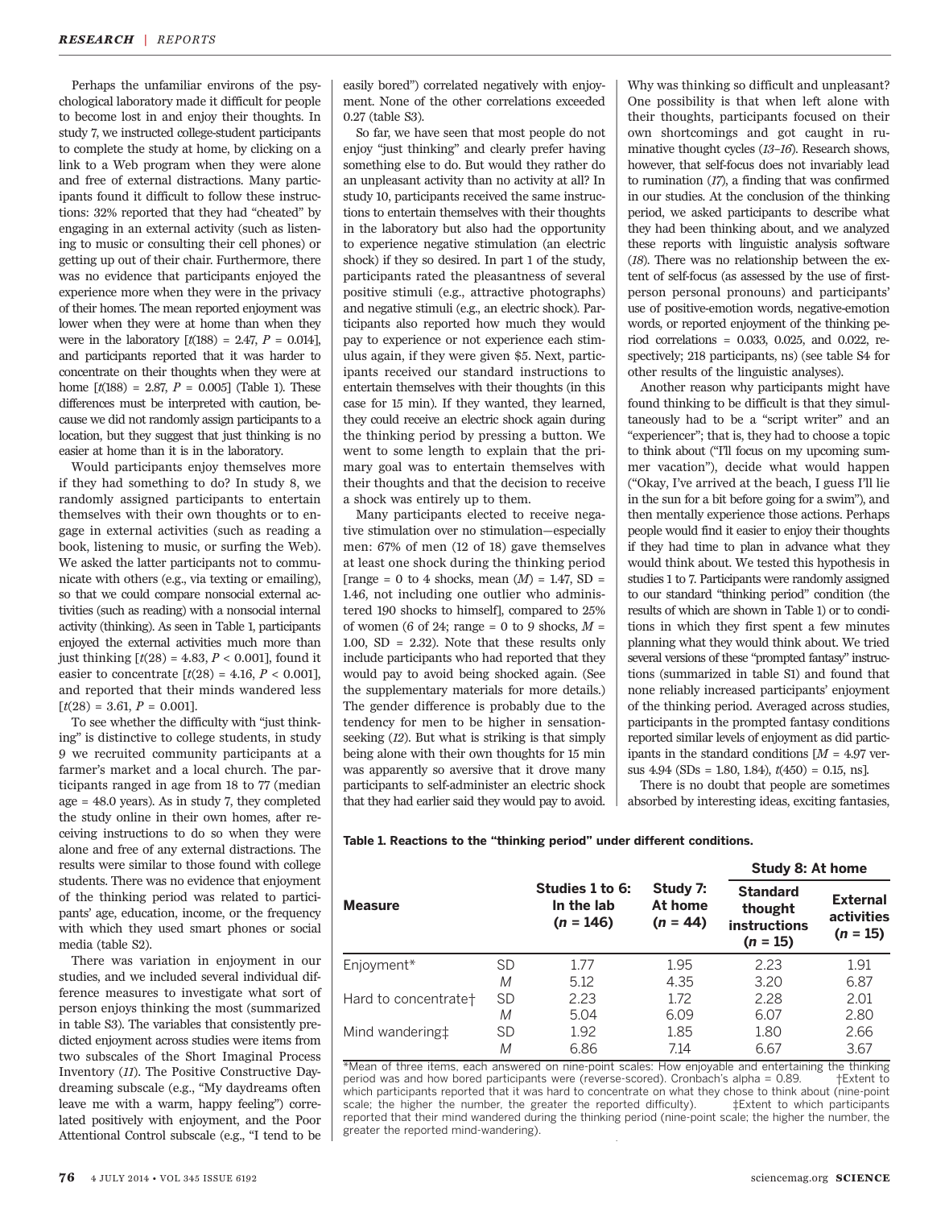Perhaps the unfamiliar environs of the psychological laboratory made it difficult for people to become lost in and enjoy their thoughts. In study 7, we instructed college-student participants to complete the study at home, by clicking on a link to a Web program when they were alone and free of external distractions. Many participants found it difficult to follow these instructions: 32% reported that they had "cheated" by engaging in an external activity (such as listening to music or consulting their cell phones) or getting up out of their chair. Furthermore, there was no evidence that participants enjoyed the experience more when they were in the privacy of their homes. The mean reported enjoyment was lower when they were at home than when they were in the laboratory [$t(188) = 2.47$, $P = 0.014$], and participants reported that it was harder to concentrate on their thoughts when they were at home [$t(188) = 2.87$, $P = 0.005$] (Table 1). These differences must be interpreted with caution, because we did not randomly assign participants to a location, but they suggest that just thinking is no easier at home than it is in the laboratory.

Would participants enjoy themselves more if they had something to do? In study 8, we randomly assigned participants to entertain themselves with their own thoughts or to engage in external activities (such as reading a book, listening to music, or surfing the Web). We asked the latter participants not to communicate with others (e.g., via texting or emailing), so that we could compare nonsocial external activities (such as reading) with a nonsocial internal activity (thinking). As seen in Table 1, participants enjoyed the external activities much more than just thinking [$t(28) = 4.83$, $P < 0.001$], found it easier to concentrate [$t(28) = 4.16$, $P < 0.001$], and reported that their minds wandered less [$t(28) = 3.61$, $P = 0.001$].

To see whether the difficulty with "just thinking" is distinctive to college students, in study 9 we recruited community participants at a farmer's market and a local church. The participants ranged in age from 18 to 77 (median age = 48.0 years). As in study 7, they completed the study online in their own homes, after receiving instructions to do so when they were alone and free of any external distractions. The results were similar to those found with college students. There was no evidence that enjoyment of the thinking period was related to participants' age, education, income, or the frequency with which they used smart phones or social media (table S2).

There was variation in enjoyment in our studies, and we included several individual difference measures to investigate what sort of person enjoys thinking the most (summarized in table S3). The variables that consistently predicted enjoyment across studies were items from two subscales of the Short Imaginal Process Inventory (11). The Positive Constructive Daydreaming subscale (e.g., "My daydreams often leave me with a warm, happy feeling") correlated positively with enjoyment, and the Poor Attentional Control subscale (e.g., "I tend to be easily bored") correlated negatively with enjoyment. None of the other correlations exceeded 0.27 (table S3).

So far, we have seen that most people do not enjoy "just thinking" and clearly prefer having something else to do. But would they rather do an unpleasant activity than no activity at all? In study 10, participants received the same instructions to entertain themselves with their thoughts in the laboratory but also had the opportunity to experience negative stimulation (an electric shock) if they so desired. In part 1 of the study, participants rated the pleasantness of several positive stimuli (e.g., attractive photographs) and negative stimuli (e.g., an electric shock). Participants also reported how much they would pay to experience or not experience each stimulus again, if they were given $5. Next, participants received our standard instructions to entertain themselves with their thoughts (in this case for 15 min). If they wanted, they learned, they could receive an electric shock again during the thinking period by pressing a button. We went to some length to explain that the primary goal was to entertain themselves with their thoughts and that the decision to receive a shock was entirely up to them.

Many participants elected to receive negative stimulation over no stimulation—especially men: 67% of men (12 of 18) gave themselves at least one shock during the thinking period [range = 0 to 4 shocks, mean ($M$) = 1.47, SD = 1.46, not including one outlier who administered 190 shocks to himself], compared to 25% of women (6 of 24; range = 0 to 9 shocks, $M$ = 1.00, SD = 2.32). Note that these results only include participants who had reported that they would pay to avoid being shocked again. (See the supplementary materials for more details.) The gender difference is probably due to the tendency for men to be higher in sensation-seeking (12). But what is striking is that simply being alone with their own thoughts for 15 min was apparently so aversive that it drove many participants to self-administer an electric shock that they had earlier said they would pay to avoid.

Why was thinking so difficult and unpleasant? One possibility is that when left alone with their thoughts, participants focused on their own shortcomings and got caught in ruminative thought cycles (13–16). Research shows, however, that self-focus does not invariably lead to rumination (17), a finding that was confirmed in our studies. At the conclusion of the thinking period, we asked participants to describe what they had been thinking about, and we analyzed these reports with linguistic analysis software (18). There was no relationship between the extent of self-focus (as assessed by the use of first-person personal pronouns) and participants' use of positive-emotion words, negative-emotion words, or reported enjoyment of the thinking period correlations = 0.033, 0.025, and 0.022, respectively; 218 participants, ns) (see table S4 for other results of the linguistic analyses).

Another reason why participants might have found thinking to be difficult is that they simultaneously had to be a "script writer" and an "experiencer"; that is, they had to choose a topic to think about ("I'll focus on my upcoming summer vacation"), decide what would happen ("Okay, I've arrived at the beach, I guess I'll lie in the sun for a bit before going for a swim"), and then mentally experience those actions. Perhaps people would find it easier to enjoy their thoughts if they had time to plan in advance what they would think about. We tested this hypothesis in studies 1 to 7. Participants were randomly assigned to our standard "thinking period" condition (the results of which are shown in Table 1) or to conditions in which they first spent a few minutes planning what they would think about. We tried several versions of these "prompted fantasy" instructions (summarized in table S1) and found that none reliably increased participants' enjoyment of the thinking period. Averaged across studies, participants in the prompted fantasy conditions reported similar levels of enjoyment as did participants in the standard conditions [$M$ = 4.97 versus 4.94 (SDs = 1.80, 1.84), $t(450) = 0.15$, ns].

There is no doubt that people are sometimes absorbed by interesting ideas, exciting fantasies,

**Table 1. Reactions to the "thinking period" under different conditions.**

| Measure | | Studies 1 to 6: In the lab ($n$ = 146) | Study 7: At home ($n$ = 44) | Study 8: At home — Standard thought instructions ($n$ = 15) | Study 8: At home — External activities ($n$ = 15) |
|---|---|---|---|---|---|
| Enjoyment* | SD | 1.77 | 1.95 | 2.23 | 1.91 |
| | $M$ | 5.12 | 4.35 | 3.20 | 6.87 |
| Hard to concentrate† | SD | 2.23 | 1.72 | 2.28 | 2.01 |
| | $M$ | 5.04 | 6.09 | 6.07 | 2.80 |
| Mind wandering‡ | SD | 1.92 | 1.85 | 1.80 | 2.66 |
| | $M$ | 6.86 | 7.14 | 6.67 | 3.67 |

*Mean of three items, each answered on nine-point scales: How enjoyable and entertaining the thinking period was and how bored participants were (reverse-scored). Cronbach's alpha = 0.89. †Extent to which participants reported that it was hard to concentrate on what they chose to think about (nine-point scale; the higher the number, the greater the reported difficulty). ‡Extent to which participants reported that their mind wandered during the thinking period (nine-point scale; the higher the number, the greater the reported mind-wandering).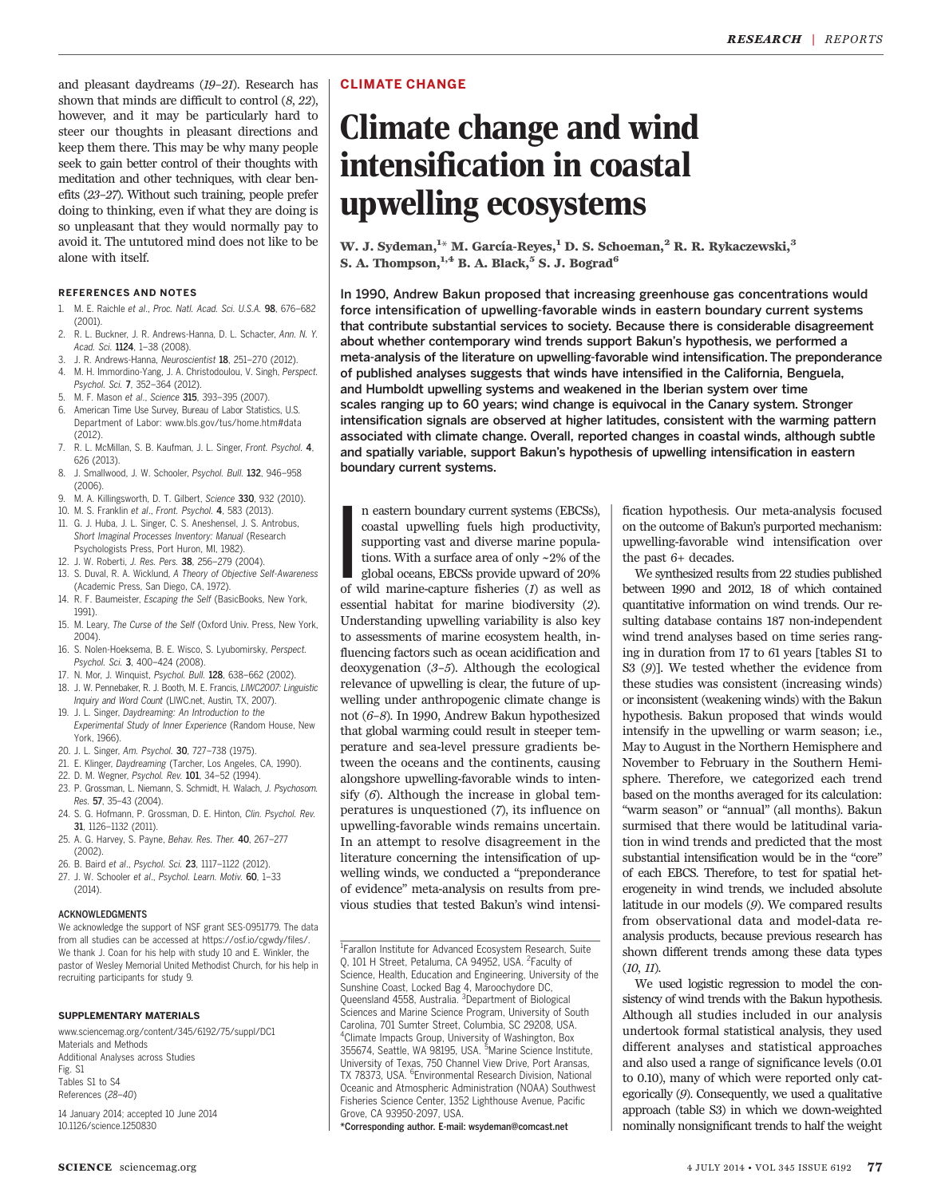and pleasant daydreams (*19*–*21*). Research has shown that minds are difficult to control (*8*, *22*), however, and it may be particularly hard to steer our thoughts in pleasant directions and keep them there. This may be why many people seek to gain better control of their thoughts with meditation and other techniques, with clear benefits (*23*–*27*). Without such training, people prefer doing to thinking, even if what they are doing is so unpleasant that they would normally pay to avoid it. The untutored mind does not like to be alone with itself.

### REFERENCES AND NOTES

1. M. E. Raichle *et al.*, *Proc. Natl. Acad. Sci. U.S.A.* **98**, 676–682 (2001).
2. R. L. Buckner, J. R. Andrews-Hanna, D. L. Schacter, *Ann. N. Y. Acad. Sci.* **1124**, 1–38 (2008).
3. J. R. Andrews-Hanna, *Neuroscientist* **18**, 251–270 (2012).
4. M. H. Immordino-Yang, J. A. Christodoulou, V. Singh, *Perspect. Psychol. Sci.* **7**, 352–364 (2012).
5. M. F. Mason *et al.*, *Science* **315**, 393–395 (2007).
6. American Time Use Survey, Bureau of Labor Statistics, U.S. Department of Labor: www.bls.gov/tus/home.htm#data (2012).
7. R. L. McMillan, S. B. Kaufman, J. L. Singer, *Front. Psychol.* **4**, 626 (2013).
8. J. Smallwood, J. W. Schooler, *Psychol. Bull.* **132**, 946–958 (2006).
9. M. A. Killingsworth, D. T. Gilbert, *Science* **330**, 932 (2010).
10. M. S. Franklin *et al.*, *Front. Psychol.* **4**, 583 (2013).
11. G. J. Huba, J. L. Singer, C. S. Aneshensel, J. S. Antrobus, *Short Imaginal Processes Inventory: Manual* (Research Psychologists Press, Port Huron, MI, 1982).
12. J. W. Roberti, *J. Res. Pers.* **38**, 256–279 (2004).
13. S. Duval, R. A. Wicklund, *A Theory of Objective Self-Awareness* (Academic Press, San Diego, CA, 1972).
14. R. F. Baumeister, *Escaping the Self* (BasicBooks, New York, 1991).
15. M. Leary, *The Curse of the Self* (Oxford Univ. Press, New York, 2004).
16. S. Nolen-Hoeksema, B. E. Wisco, S. Lyubomirsky, *Perspect. Psychol. Sci.* **3**, 400–424 (2008).
17. N. Mor, J. Winquist, *Psychol. Bull.* **128**, 638–662 (2002).
18. J. W. Pennebaker, R. J. Booth, M. E. Francis, *LIWC2007: Linguistic Inquiry and Word Count* (LIWC.net, Austin, TX, 2007).
19. J. L. Singer, *Daydreaming: An Introduction to the Experimental Study of Inner Experience* (Random House, New York, 1966).
20. J. L. Singer, *Am. Psychol.* **30**, 727–738 (1975).
21. E. Klinger, *Daydreaming* (Tarcher, Los Angeles, CA, 1990).
22. D. M. Wegner, *Psychol. Rev.* **101**, 34–52 (1994).
23. P. Grossman, L. Niemann, S. Schmidt, H. Walach, *J. Psychosom. Res.* **57**, 35–43 (2004).
24. S. G. Hofmann, P. Grossman, D. E. Hinton, *Clin. Psychol. Rev.* **31**, 1126–1132 (2011).
25. A. G. Harvey, S. Payne, *Behav. Res. Ther.* **40**, 267–277 (2002).
26. B. Baird *et al.*, *Psychol. Sci.* **23**, 1117–1122 (2012).
27. J. W. Schooler *et al.*, *Psychol. Learn. Motiv.* **60**, 1–33 (2014).

### ACKNOWLEDGMENTS

We acknowledge the support of NSF grant SES-0951779. The data from all studies can be accessed at https://osf.io/cgwdy/files/. We thank J. Coan for his help with study 10 and E. Winkler, the pastor of Wesley Memorial United Methodist Church, for his help in recruiting participants for study 9.

### SUPPLEMENTARY MATERIALS

www.sciencemag.org/content/345/6192/75/suppl/DC1
Materials and Methods
Additional Analyses across Studies
Fig. S1
Tables S1 to S4
References (*28*–*40*)

14 January 2014; accepted 10 June 2014
10.1126/science.1250830

CLIMATE CHANGE

# Climate change and wind intensification in coastal upwelling ecosystems

**W. J. Sydeman,[1]* M. García-Reyes,[1] D. S. Schoeman,[2] R. R. Rykaczewski,[3] S. A. Thompson,[1,4] B. A. Black,[5] S. J. Bograd[6]**

**In 1990, Andrew Bakun proposed that increasing greenhouse gas concentrations would force intensification of upwelling-favorable winds in eastern boundary current systems that contribute substantial services to society. Because there is considerable disagreement about whether contemporary wind trends support Bakun's hypothesis, we performed a meta-analysis of the literature on upwelling-favorable wind intensification. The preponderance of published analyses suggests that winds have intensified in the California, Benguela, and Humboldt upwelling systems and weakened in the Iberian system over time scales ranging up to 60 years; wind change is equivocal in the Canary system. Stronger intensification signals are observed at higher latitudes, consistent with the warming pattern associated with climate change. Overall, reported changes in coastal winds, although subtle and spatially variable, support Bakun's hypothesis of upwelling intensification in eastern boundary current systems.**

In eastern boundary current systems (EBCSs), coastal upwelling fuels high productivity, supporting vast and diverse marine populations. With a surface area of only ~2% of the global oceans, EBCSs provide upward of 20% of wild marine-capture fisheries (*1*) as well as essential habitat for marine biodiversity (*2*). Understanding upwelling variability is also key to assessments of marine ecosystem health, influencing factors such as ocean acidification and deoxygenation (*3*–*5*). Although the ecological relevance of upwelling is clear, the future of upwelling under anthropogenic climate change is not (*6*–*8*). In 1990, Andrew Bakun hypothesized that global warming could result in steeper temperature and sea-level pressure gradients between the oceans and the continents, causing alongshore upwelling-favorable winds to intensify (*6*). Although the increase in global temperatures is unquestioned (*7*), its influence on upwelling-favorable winds remains uncertain. In an attempt to resolve disagreement in the literature concerning the intensification of upwelling winds, we conducted a "preponderance of evidence" meta-analysis on results from previous studies that tested Bakun's wind intensification hypothesis. Our meta-analysis focused on the outcome of Bakun's purported mechanism: upwelling-favorable wind intensification over the past 6+ decades.

We synthesized results from 22 studies published between 1990 and 2012, 18 of which contained quantitative information on wind trends. Our resulting database contains 187 non-independent wind trend analyses based on time series ranging in duration from 17 to 61 years [tables S1 to S3 (*9*)]. We tested whether the evidence from these studies was consistent (increasing winds) or inconsistent (weakening winds) with the Bakun hypothesis. Bakun proposed that winds would intensify in the upwelling or warm season; i.e., May to August in the Northern Hemisphere and November to February in the Southern Hemisphere. Therefore, we categorized each trend based on the months averaged for its calculation: "warm season" or "annual" (all months). Bakun surmised that there would be latitudinal variation in wind trends and predicted that the most substantial intensification would be in the "core" of each EBCS. Therefore, to test for spatial heterogeneity in wind trends, we included absolute latitude in our models (*9*). We compared results from observational data and model-data reanalysis products, because previous research has shown different trends among these data types (*10*, *11*).

We used logistic regression to model the consistency of wind trends with the Bakun hypothesis. Although all studies included in our analysis undertook formal statistical analysis, they used different analyses and statistical approaches and also used a range of significance levels (0.01 to 0.10), many of which were reported only categorically (*9*). Consequently, we used a qualitative approach (table S3) in which we down-weighted nominally nonsignificant trends to half the weight

[1]Farallon Institute for Advanced Ecosystem Research, Suite Q, 101 H Street, Petaluma, CA 94952, USA. [2]Faculty of Science, Health, Education and Engineering, University of the Sunshine Coast, Locked Bag 4, Maroochydore DC, Queensland 4558, Australia. [3]Department of Biological Sciences and Marine Science Program, University of South Carolina, 701 Sumter Street, Columbia, SC 29208, USA. [4]Climate Impacts Group, University of Washington, Box 355674, Seattle, WA 98195, USA. [5]Marine Science Institute, University of Texas, 750 Channel View Drive, Port Aransas, TX 78373, USA. [6]Environmental Research Division, National Oceanic and Atmospheric Administration (NOAA) Southwest Fisheries Science Center, 1352 Lighthouse Avenue, Pacific Grove, CA 93950-2097, USA.
*Corresponding author. E-mail: wsydeman@comcast.net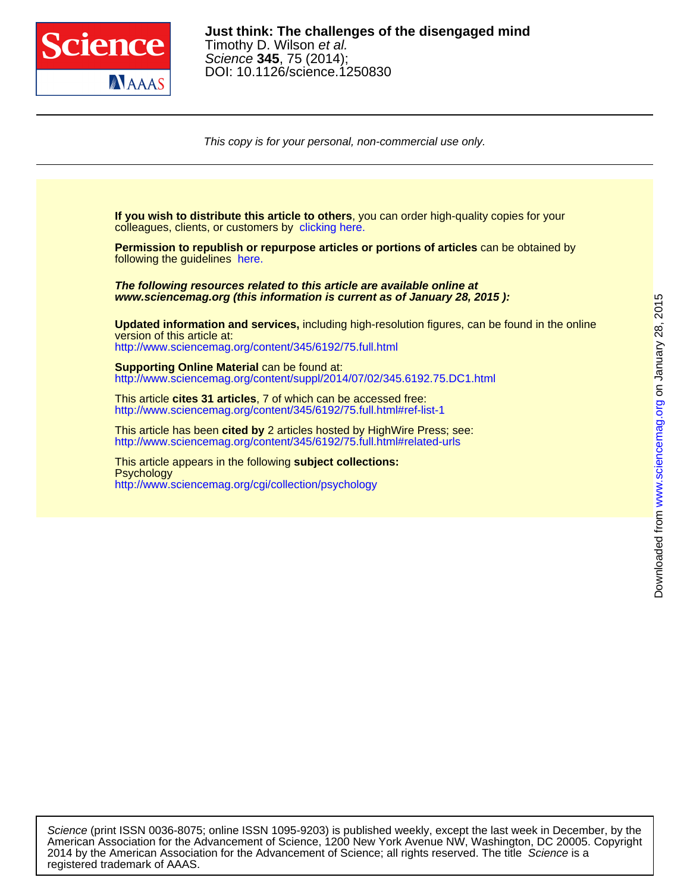**Just think: The challenges of the disengaged mind**
Timothy D. Wilson *et al.*
*Science* **345**, 75 (2014);
DOI: 10.1126/science.1250830

*This copy is for your personal, non-commercial use only.*

**If you wish to distribute this article to others**, you can order high-quality copies for your colleagues, clients, or customers by clicking here.

**Permission to republish or repurpose articles or portions of articles** can be obtained by following the guidelines here.

***The following resources related to this article are available online at www.sciencemag.org (this information is current as of January 28, 2015 ):***

**Updated information and services,** including high-resolution figures, can be found in the online version of this article at:
http://www.sciencemag.org/content/345/6192/75.full.html

**Supporting Online Material** can be found at:
http://www.sciencemag.org/content/suppl/2014/07/02/345.6192.75.DC1.html

This article **cites 31 articles**, 7 of which can be accessed free:
http://www.sciencemag.org/content/345/6192/75.full.html#ref-list-1

This article has been **cited by** 2 articles hosted by HighWire Press; see:
http://www.sciencemag.org/content/345/6192/75.full.html#related-urls

This article appears in the following **subject collections:**
Psychology
http://www.sciencemag.org/cgi/collection/psychology

Downloaded from www.sciencemag.org on January 28, 2015

*Science* (print ISSN 0036-8075; online ISSN 1095-9203) is published weekly, except the last week in December, by the American Association for the Advancement of Science, 1200 New York Avenue NW, Washington, DC 20005. Copyright 2014 by the American Association for the Advancement of Science; all rights reserved. The title *Science* is a registered trademark of AAAS.